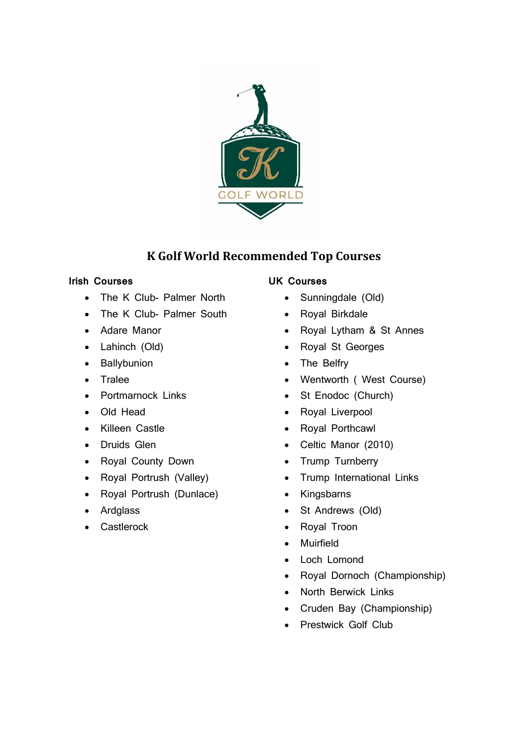# K Golf World Recommended Top Courses

## Irish Courses

- The K Club- Palmer North
- The K Club- Palmer South
- Adare Manor
- Lahinch (Old)
- Ballybunion
- Tralee
- Portmarnock Links
- Old Head
- Killeen Castle
- Druids Glen
- Royal County Down
- Royal Portrush (Valley)
- Royal Portrush (Dunlace)
- Ardglass
- Castlerock

## UK Courses

- Sunningdale (Old)
- Royal Birkdale
- Royal Lytham & St Annes
- Royal St Georges
- The Belfry
- Wentworth ( West Course)
- St Enodoc (Church)
- Royal Liverpool
- Royal Porthcawl
- Celtic Manor (2010)
- Trump Turnberry
- Trump International Links
- Kingsbarns
- St Andrews (Old)
- Royal Troon
- Muirfield
- Loch Lomond
- Royal Dornoch (Championship)
- North Berwick Links
- Cruden Bay (Championship)
- Prestwick Golf Club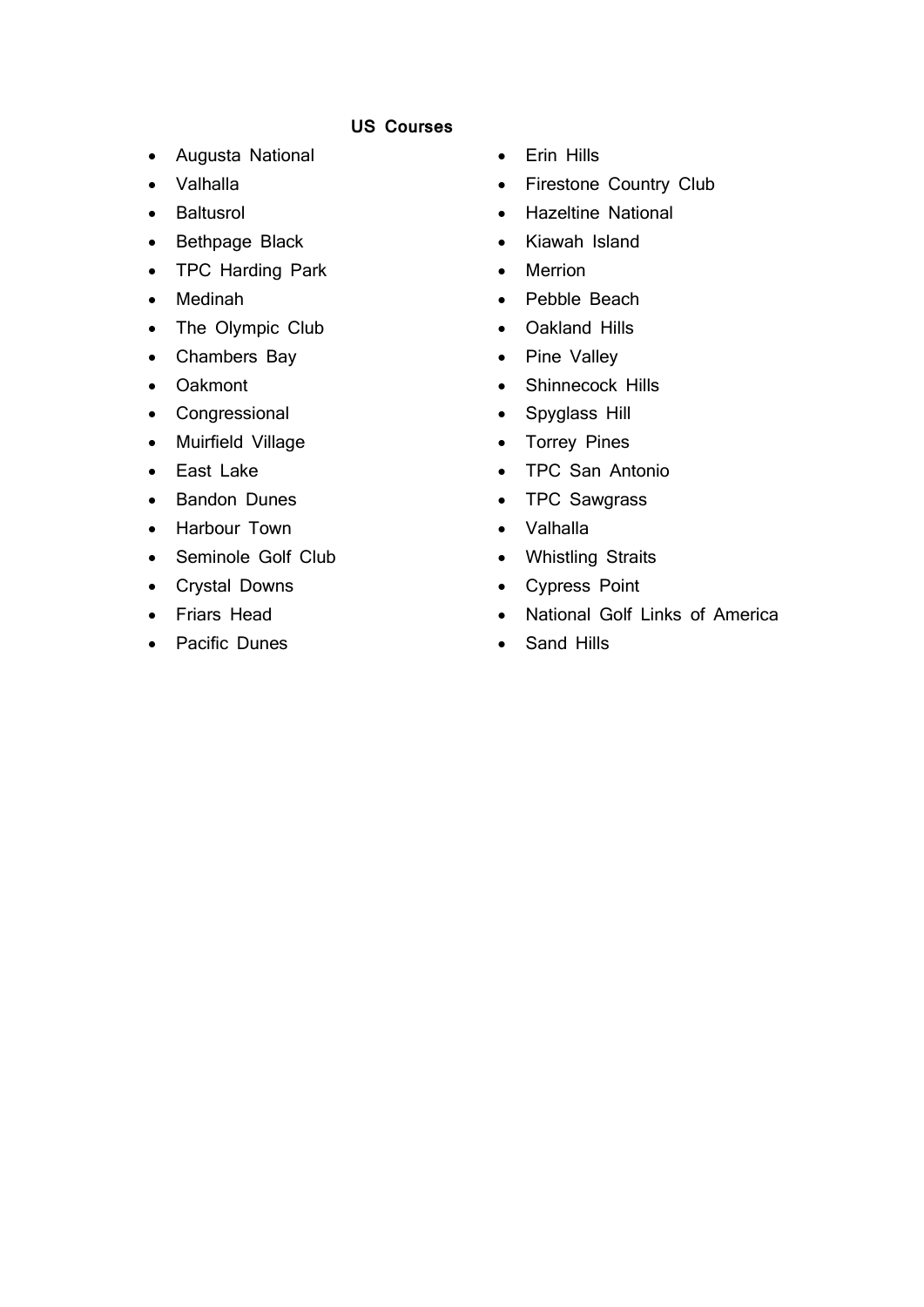### US Courses

- Augusta National
- Valhalla
- Baltusrol
- Bethpage Black
- TPC Harding Park
- Medinah
- The Olympic Club
- Chambers Bay
- Oakmont
- Congressional
- Muirfield Village
- East Lake
- Bandon Dunes
- Harbour Town
- Seminole Golf Club
- Crystal Downs
- Friars Head
- Pacific Dunes
- Erin Hills
- Firestone Country Club
- Hazeltine National
- Kiawah Island
- Merrion
- Pebble Beach
- Oakland Hills
- Pine Valley
- Shinnecock Hills
- Spyglass Hill
- Torrey Pines
- TPC San Antonio
- TPC Sawgrass
- Valhalla
- Whistling Straits
- Cypress Point
- National Golf Links of America
- Sand Hills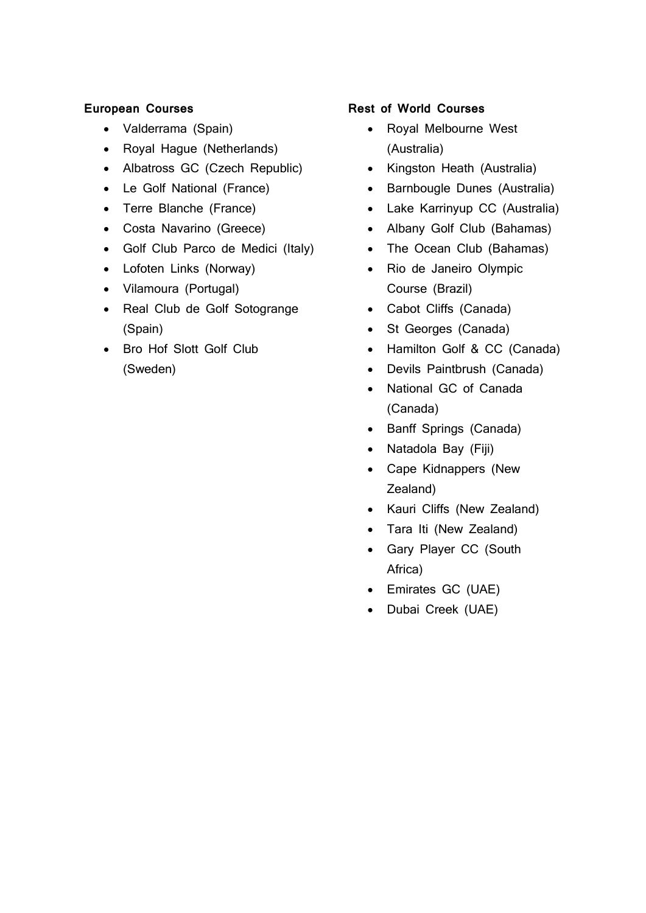**European Courses**

- Valderrama (Spain)
- Royal Hague (Netherlands)
- Albatross GC (Czech Republic)
- Le Golf National (France)
- Terre Blanche (France)
- Costa Navarino (Greece)
- Golf Club Parco de Medici (Italy)
- Lofoten Links (Norway)
- Vilamoura (Portugal)
- Real Club de Golf Sotogrange (Spain)
- Bro Hof Slott Golf Club (Sweden)

**Rest of World Courses**

- Royal Melbourne West (Australia)
- Kingston Heath (Australia)
- Barnbougle Dunes (Australia)
- Lake Karrinyup CC (Australia)
- Albany Golf Club (Bahamas)
- The Ocean Club (Bahamas)
- Rio de Janeiro Olympic Course (Brazil)
- Cabot Cliffs (Canada)
- St Georges (Canada)
- Hamilton Golf & CC (Canada)
- Devils Paintbrush (Canada)
- National GC of Canada (Canada)
- Banff Springs (Canada)
- Natadola Bay (Fiji)
- Cape Kidnappers (New Zealand)
- Kauri Cliffs (New Zealand)
- Tara Iti (New Zealand)
- Gary Player CC (South Africa)
- Emirates GC (UAE)
- Dubai Creek (UAE)